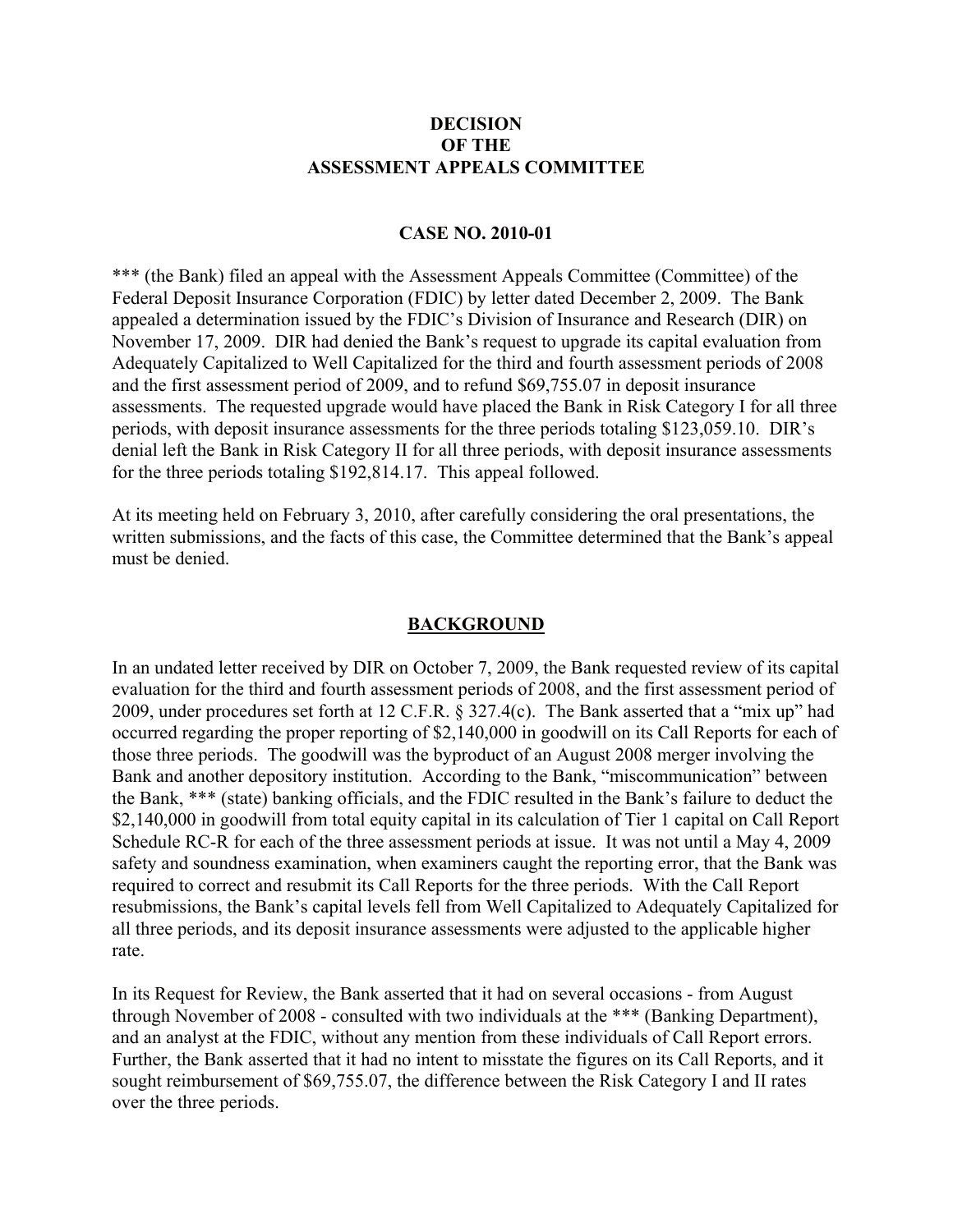# DECISION
# OF THE
# ASSESSMENT APPEALS COMMITTEE

## CASE NO. 2010-01

*** (the Bank) filed an appeal with the Assessment Appeals Committee (Committee) of the Federal Deposit Insurance Corporation (FDIC) by letter dated December 2, 2009. The Bank appealed a determination issued by the FDIC's Division of Insurance and Research (DIR) on November 17, 2009. DIR had denied the Bank's request to upgrade its capital evaluation from Adequately Capitalized to Well Capitalized for the third and fourth assessment periods of 2008 and the first assessment period of 2009, and to refund $69,755.07 in deposit insurance assessments. The requested upgrade would have placed the Bank in Risk Category I for all three periods, with deposit insurance assessments for the three periods totaling $123,059.10. DIR's denial left the Bank in Risk Category II for all three periods, with deposit insurance assessments for the three periods totaling $192,814.17. This appeal followed.

At its meeting held on February 3, 2010, after carefully considering the oral presentations, the written submissions, and the facts of this case, the Committee determined that the Bank's appeal must be denied.

## BACKGROUND

In an undated letter received by DIR on October 7, 2009, the Bank requested review of its capital evaluation for the third and fourth assessment periods of 2008, and the first assessment period of 2009, under procedures set forth at 12 C.F.R. § 327.4(c). The Bank asserted that a "mix up" had occurred regarding the proper reporting of $2,140,000 in goodwill on its Call Reports for each of those three periods. The goodwill was the byproduct of an August 2008 merger involving the Bank and another depository institution. According to the Bank, "miscommunication" between the Bank, *** (state) banking officials, and the FDIC resulted in the Bank's failure to deduct the $2,140,000 in goodwill from total equity capital in its calculation of Tier 1 capital on Call Report Schedule RC-R for each of the three assessment periods at issue. It was not until a May 4, 2009 safety and soundness examination, when examiners caught the reporting error, that the Bank was required to correct and resubmit its Call Reports for the three periods. With the Call Report resubmissions, the Bank's capital levels fell from Well Capitalized to Adequately Capitalized for all three periods, and its deposit insurance assessments were adjusted to the applicable higher rate.

In its Request for Review, the Bank asserted that it had on several occasions - from August through November of 2008 - consulted with two individuals at the *** (Banking Department), and an analyst at the FDIC, without any mention from these individuals of Call Report errors. Further, the Bank asserted that it had no intent to misstate the figures on its Call Reports, and it sought reimbursement of $69,755.07, the difference between the Risk Category I and II rates over the three periods.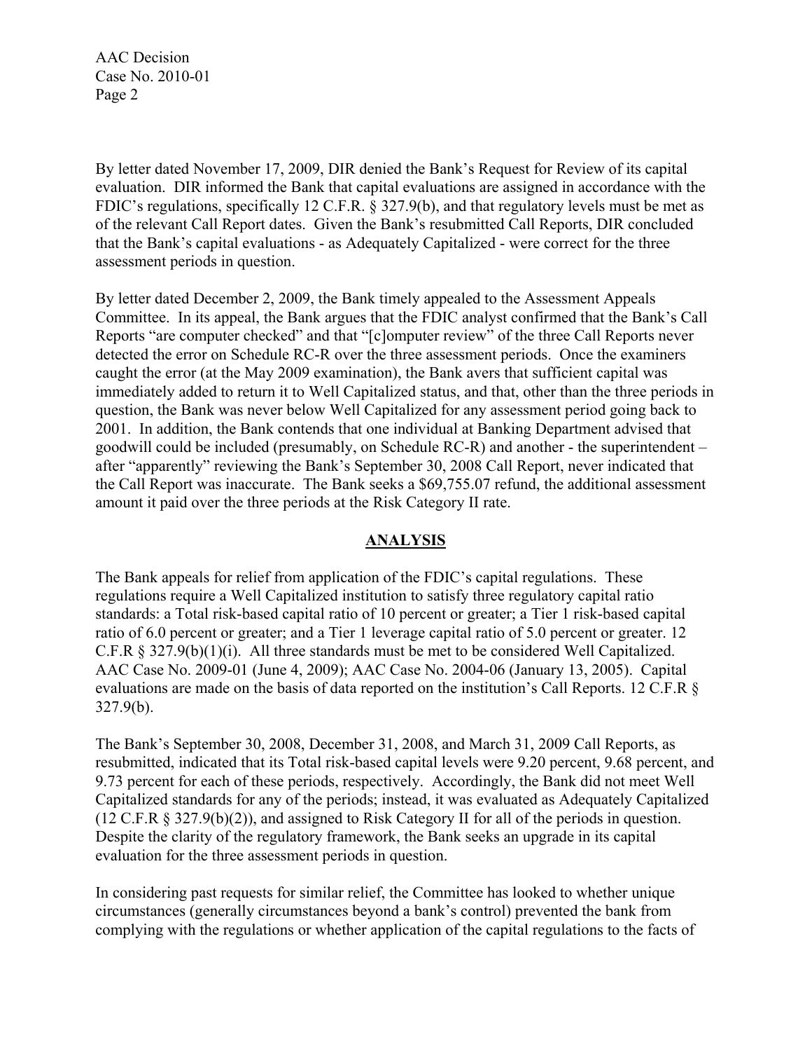By letter dated November 17, 2009, DIR denied the Bank's Request for Review of its capital evaluation. DIR informed the Bank that capital evaluations are assigned in accordance with the FDIC's regulations, specifically 12 C.F.R. § 327.9(b), and that regulatory levels must be met as of the relevant Call Report dates. Given the Bank's resubmitted Call Reports, DIR concluded that the Bank's capital evaluations - as Adequately Capitalized - were correct for the three assessment periods in question.

By letter dated December 2, 2009, the Bank timely appealed to the Assessment Appeals Committee. In its appeal, the Bank argues that the FDIC analyst confirmed that the Bank's Call Reports "are computer checked" and that "[c]omputer review" of the three Call Reports never detected the error on Schedule RC-R over the three assessment periods. Once the examiners caught the error (at the May 2009 examination), the Bank avers that sufficient capital was immediately added to return it to Well Capitalized status, and that, other than the three periods in question, the Bank was never below Well Capitalized for any assessment period going back to 2001. In addition, the Bank contends that one individual at Banking Department advised that goodwill could be included (presumably, on Schedule RC-R) and another - the superintendent – after "apparently" reviewing the Bank's September 30, 2008 Call Report, never indicated that the Call Report was inaccurate. The Bank seeks a $69,755.07 refund, the additional assessment amount it paid over the three periods at the Risk Category II rate.

## ANALYSIS

The Bank appeals for relief from application of the FDIC's capital regulations. These regulations require a Well Capitalized institution to satisfy three regulatory capital ratio standards: a Total risk-based capital ratio of 10 percent or greater; a Tier 1 risk-based capital ratio of 6.0 percent or greater; and a Tier 1 leverage capital ratio of 5.0 percent or greater. 12 C.F.R § 327.9(b)(1)(i). All three standards must be met to be considered Well Capitalized. AAC Case No. 2009-01 (June 4, 2009); AAC Case No. 2004-06 (January 13, 2005). Capital evaluations are made on the basis of data reported on the institution's Call Reports. 12 C.F.R § 327.9(b).

The Bank's September 30, 2008, December 31, 2008, and March 31, 2009 Call Reports, as resubmitted, indicated that its Total risk-based capital levels were 9.20 percent, 9.68 percent, and 9.73 percent for each of these periods, respectively. Accordingly, the Bank did not meet Well Capitalized standards for any of the periods; instead, it was evaluated as Adequately Capitalized (12 C.F.R § 327.9(b)(2)), and assigned to Risk Category II for all of the periods in question. Despite the clarity of the regulatory framework, the Bank seeks an upgrade in its capital evaluation for the three assessment periods in question.

In considering past requests for similar relief, the Committee has looked to whether unique circumstances (generally circumstances beyond a bank's control) prevented the bank from complying with the regulations or whether application of the capital regulations to the facts of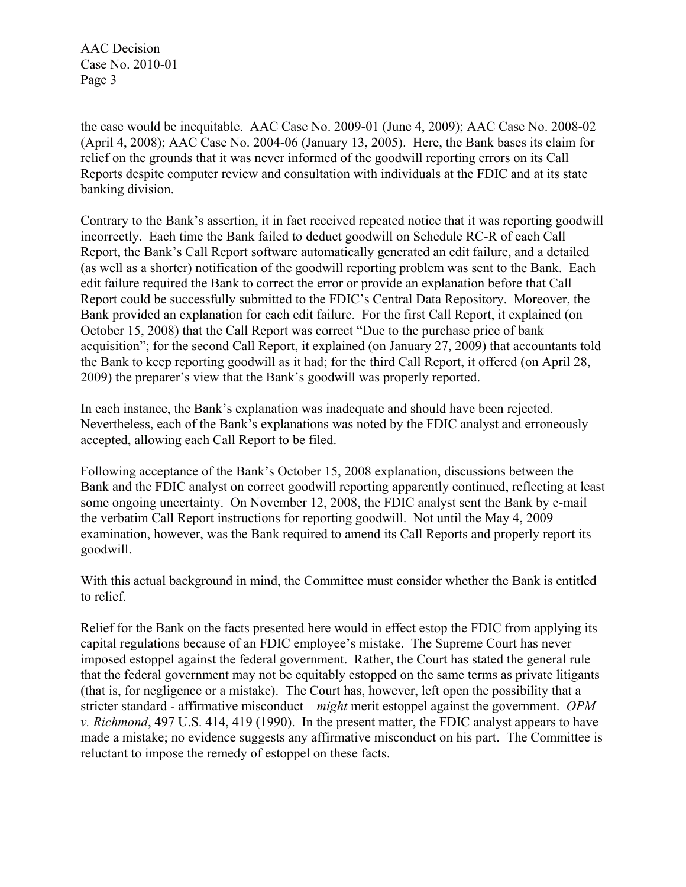the case would be inequitable. AAC Case No. 2009-01 (June 4, 2009); AAC Case No. 2008-02 (April 4, 2008); AAC Case No. 2004-06 (January 13, 2005). Here, the Bank bases its claim for relief on the grounds that it was never informed of the goodwill reporting errors on its Call Reports despite computer review and consultation with individuals at the FDIC and at its state banking division.

Contrary to the Bank's assertion, it in fact received repeated notice that it was reporting goodwill incorrectly. Each time the Bank failed to deduct goodwill on Schedule RC-R of each Call Report, the Bank's Call Report software automatically generated an edit failure, and a detailed (as well as a shorter) notification of the goodwill reporting problem was sent to the Bank. Each edit failure required the Bank to correct the error or provide an explanation before that Call Report could be successfully submitted to the FDIC's Central Data Repository. Moreover, the Bank provided an explanation for each edit failure. For the first Call Report, it explained (on October 15, 2008) that the Call Report was correct "Due to the purchase price of bank acquisition"; for the second Call Report, it explained (on January 27, 2009) that accountants told the Bank to keep reporting goodwill as it had; for the third Call Report, it offered (on April 28, 2009) the preparer's view that the Bank's goodwill was properly reported.

In each instance, the Bank's explanation was inadequate and should have been rejected. Nevertheless, each of the Bank's explanations was noted by the FDIC analyst and erroneously accepted, allowing each Call Report to be filed.

Following acceptance of the Bank's October 15, 2008 explanation, discussions between the Bank and the FDIC analyst on correct goodwill reporting apparently continued, reflecting at least some ongoing uncertainty. On November 12, 2008, the FDIC analyst sent the Bank by e-mail the verbatim Call Report instructions for reporting goodwill. Not until the May 4, 2009 examination, however, was the Bank required to amend its Call Reports and properly report its goodwill.

With this actual background in mind, the Committee must consider whether the Bank is entitled to relief.

Relief for the Bank on the facts presented here would in effect estop the FDIC from applying its capital regulations because of an FDIC employee's mistake. The Supreme Court has never imposed estoppel against the federal government. Rather, the Court has stated the general rule that the federal government may not be equitably estopped on the same terms as private litigants (that is, for negligence or a mistake). The Court has, however, left open the possibility that a stricter standard - affirmative misconduct – *might* merit estoppel against the government. *OPM v. Richmond*, 497 U.S. 414, 419 (1990). In the present matter, the FDIC analyst appears to have made a mistake; no evidence suggests any affirmative misconduct on his part. The Committee is reluctant to impose the remedy of estoppel on these facts.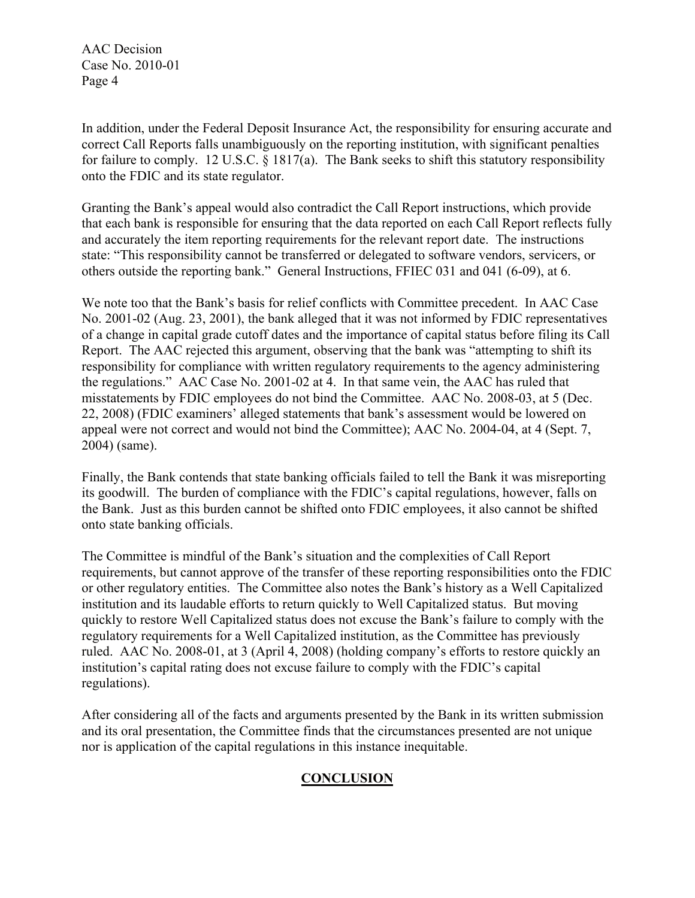In addition, under the Federal Deposit Insurance Act, the responsibility for ensuring accurate and correct Call Reports falls unambiguously on the reporting institution, with significant penalties for failure to comply. 12 U.S.C. § 1817(a). The Bank seeks to shift this statutory responsibility onto the FDIC and its state regulator.

Granting the Bank's appeal would also contradict the Call Report instructions, which provide that each bank is responsible for ensuring that the data reported on each Call Report reflects fully and accurately the item reporting requirements for the relevant report date. The instructions state: "This responsibility cannot be transferred or delegated to software vendors, servicers, or others outside the reporting bank." General Instructions, FFIEC 031 and 041 (6-09), at 6.

We note too that the Bank's basis for relief conflicts with Committee precedent. In AAC Case No. 2001-02 (Aug. 23, 2001), the bank alleged that it was not informed by FDIC representatives of a change in capital grade cutoff dates and the importance of capital status before filing its Call Report. The AAC rejected this argument, observing that the bank was "attempting to shift its responsibility for compliance with written regulatory requirements to the agency administering the regulations." AAC Case No. 2001-02 at 4. In that same vein, the AAC has ruled that misstatements by FDIC employees do not bind the Committee. AAC No. 2008-03, at 5 (Dec. 22, 2008) (FDIC examiners' alleged statements that bank's assessment would be lowered on appeal were not correct and would not bind the Committee); AAC No. 2004-04, at 4 (Sept. 7, 2004) (same).

Finally, the Bank contends that state banking officials failed to tell the Bank it was misreporting its goodwill. The burden of compliance with the FDIC's capital regulations, however, falls on the Bank. Just as this burden cannot be shifted onto FDIC employees, it also cannot be shifted onto state banking officials.

The Committee is mindful of the Bank's situation and the complexities of Call Report requirements, but cannot approve of the transfer of these reporting responsibilities onto the FDIC or other regulatory entities. The Committee also notes the Bank's history as a Well Capitalized institution and its laudable efforts to return quickly to Well Capitalized status. But moving quickly to restore Well Capitalized status does not excuse the Bank's failure to comply with the regulatory requirements for a Well Capitalized institution, as the Committee has previously ruled. AAC No. 2008-01, at 3 (April 4, 2008) (holding company's efforts to restore quickly an institution's capital rating does not excuse failure to comply with the FDIC's capital regulations).

After considering all of the facts and arguments presented by the Bank in its written submission and its oral presentation, the Committee finds that the circumstances presented are not unique nor is application of the capital regulations in this instance inequitable.

## **CONCLUSION**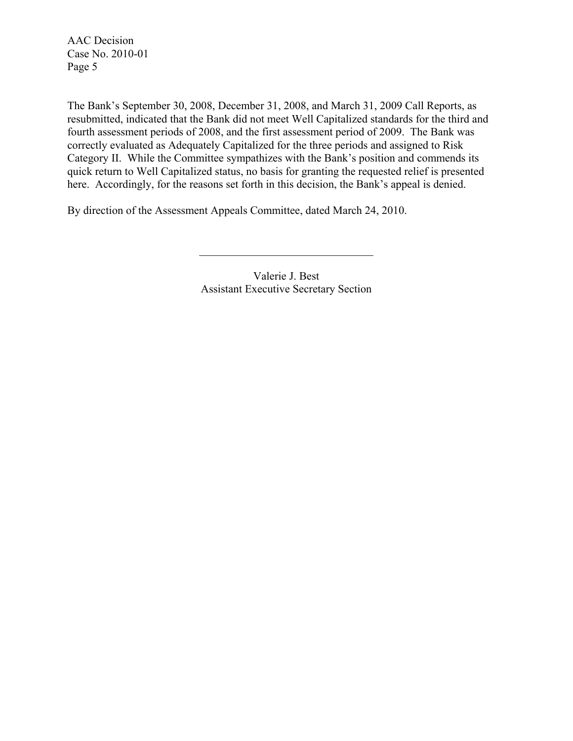The Bank's September 30, 2008, December 31, 2008, and March 31, 2009 Call Reports, as resubmitted, indicated that the Bank did not meet Well Capitalized standards for the third and fourth assessment periods of 2008, and the first assessment period of 2009. The Bank was correctly evaluated as Adequately Capitalized for the three periods and assigned to Risk Category II. While the Committee sympathizes with the Bank's position and commends its quick return to Well Capitalized status, no basis for granting the requested relief is presented here. Accordingly, for the reasons set forth in this decision, the Bank's appeal is denied.

By direction of the Assessment Appeals Committee, dated March 24, 2010.

\_\_\_\_\_\_\_\_\_\_\_\_\_\_\_\_\_\_\_\_\_\_\_\_\_\_\_\_\_\_\_\_

Valerie J. Best
Assistant Executive Secretary Section